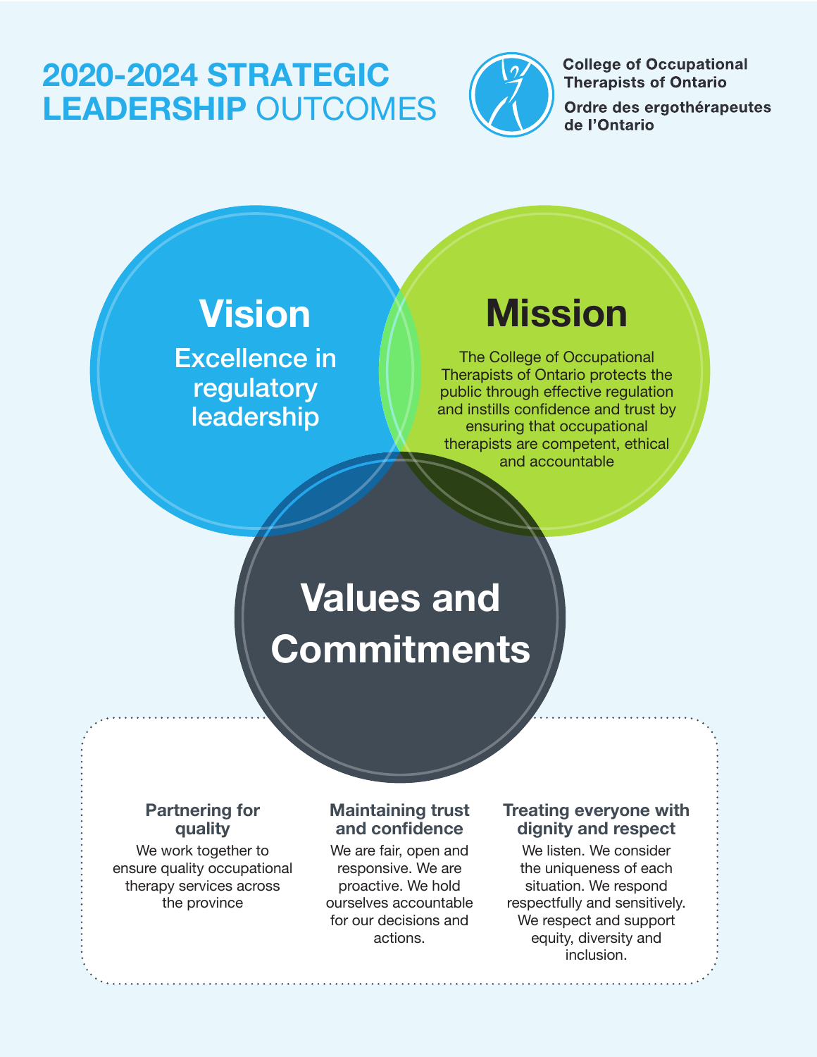# 2020-2024 STRATEGIC LEADERSHIP OUTCOMES

College of Occupational Therapists of Ontario

Ordre des ergothérapeutes de l'Ontario

## Vision

Excellence in regulatory leadership

## Mission

The College of Occupational Therapists of Ontario protects the public through effective regulation and instills confidence and trust by ensuring that occupational therapists are competent, ethical and accountable

## Values and Commitments

**Partnering for quality**

We work together to ensure quality occupational therapy services across the province

**Maintaining trust and confidence**

We are fair, open and responsive. We are proactive. We hold ourselves accountable for our decisions and actions.

**Treating everyone with dignity and respect**

We listen. We consider the uniqueness of each situation. We respond respectfully and sensitively. We respect and support equity, diversity and inclusion.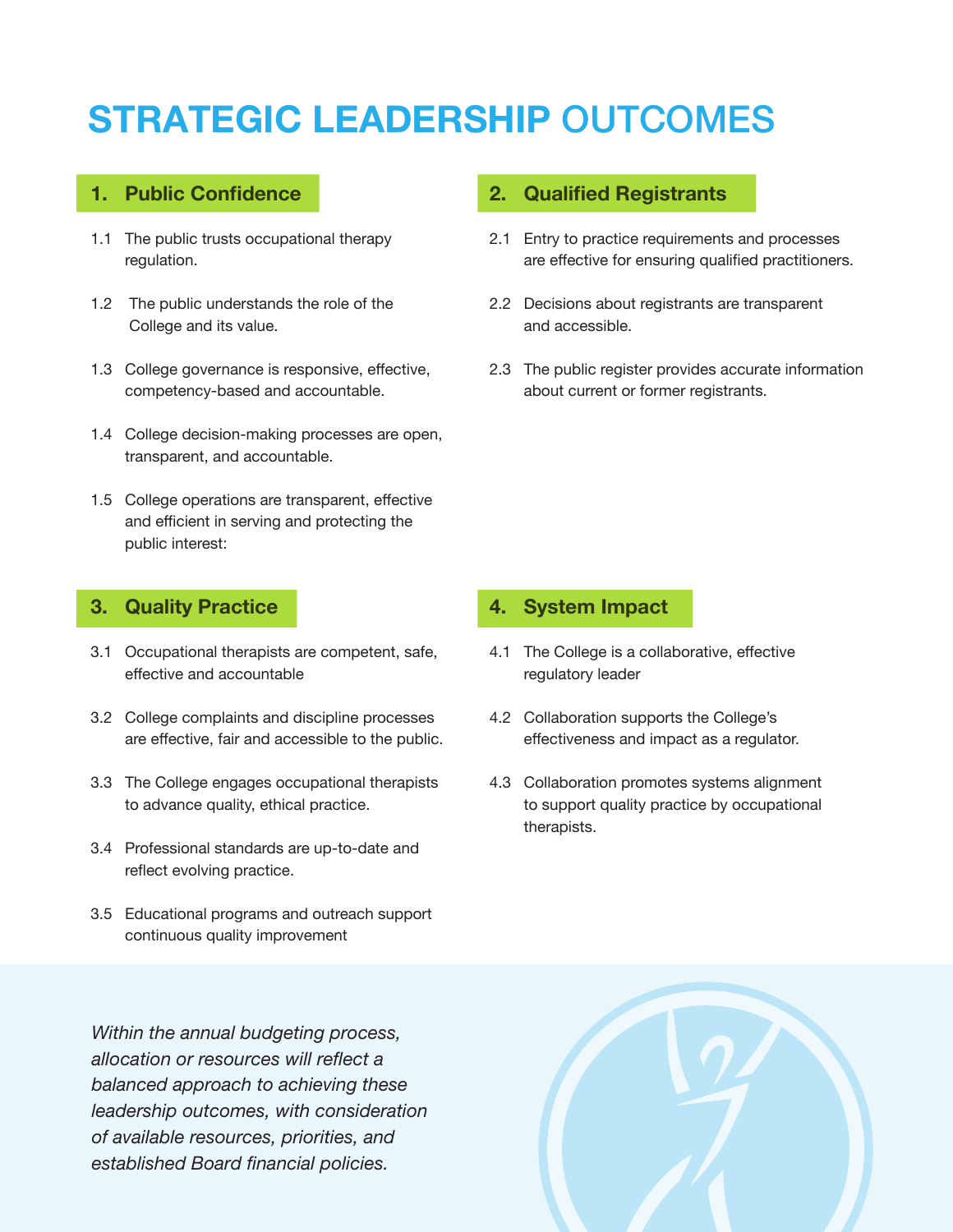# STRATEGIC LEADERSHIP OUTCOMES

## 1. Public Confidence

1.1 The public trusts occupational therapy regulation.

1.2 The public understands the role of the College and its value.

1.3 College governance is responsive, effective, competency-based and accountable.

1.4 College decision-making processes are open, transparent, and accountable.

1.5 College operations are transparent, effective and efficient in serving and protecting the public interest:

## 2. Qualified Registrants

2.1 Entry to practice requirements and processes are effective for ensuring qualified practitioners.

2.2 Decisions about registrants are transparent and accessible.

2.3 The public register provides accurate information about current or former registrants.

## 3. Quality Practice

3.1 Occupational therapists are competent, safe, effective and accountable

3.2 College complaints and discipline processes are effective, fair and accessible to the public.

3.3 The College engages occupational therapists to advance quality, ethical practice.

3.4 Professional standards are up-to-date and reflect evolving practice.

3.5 Educational programs and outreach support continuous quality improvement

## 4. System Impact

4.1 The College is a collaborative, effective regulatory leader

4.2 Collaboration supports the College's effectiveness and impact as a regulator.

4.3 Collaboration promotes systems alignment to support quality practice by occupational therapists.

*Within the annual budgeting process, allocation or resources will reflect a balanced approach to achieving these leadership outcomes, with consideration of available resources, priorities, and established Board financial policies.*